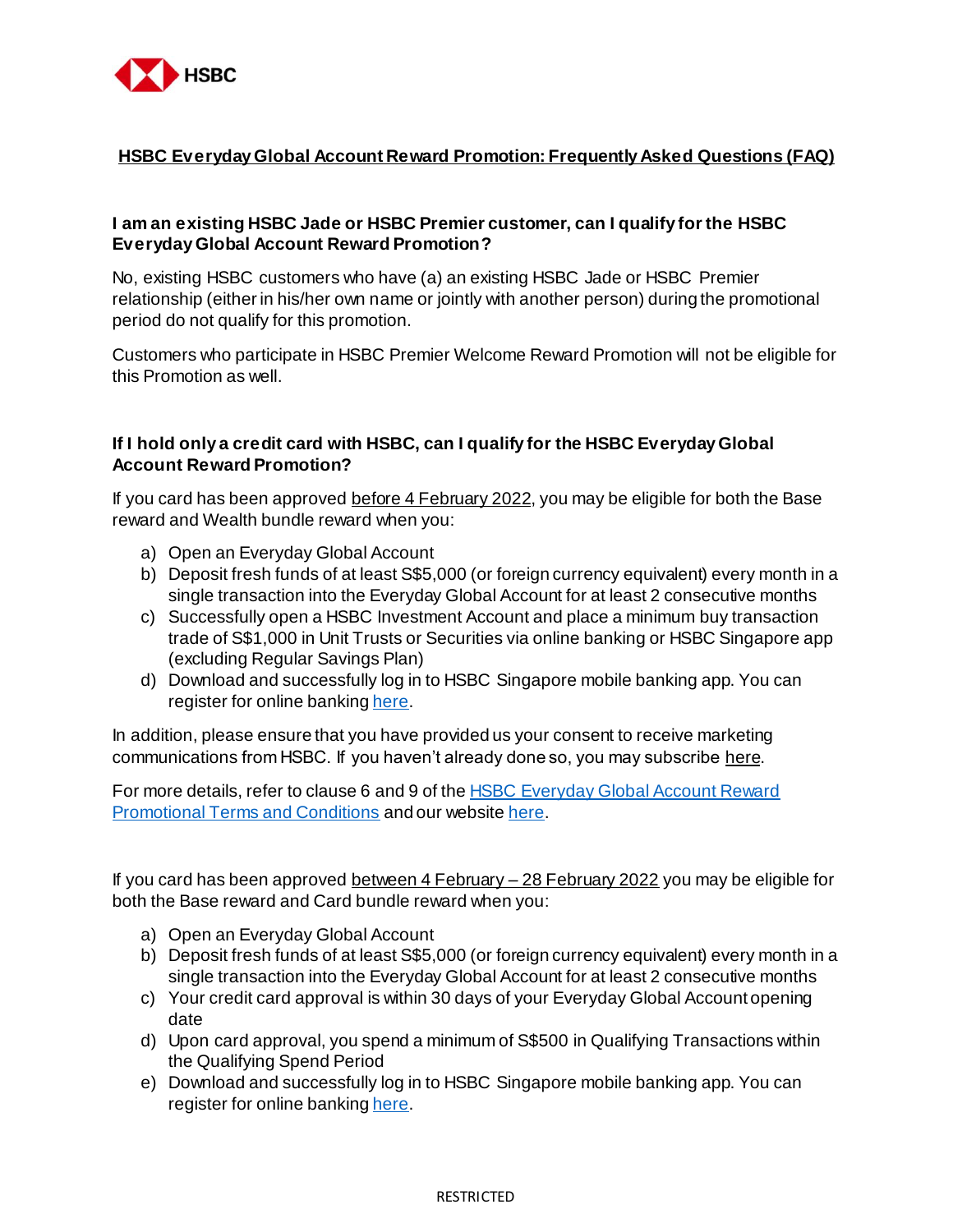# HSBC Everyday Global Account Reward Promotion: Frequently Asked Questions (FAQ)

### I am an existing HSBC Jade or HSBC Premier customer, can I qualify for the HSBC Everyday Global Account Reward Promotion?

No, existing HSBC customers who have (a) an existing HSBC Jade or HSBC Premier relationship (either in his/her own name or jointly with another person) during the promotional period do not qualify for this promotion.

Customers who participate in HSBC Premier Welcome Reward Promotion will not be eligible for this Promotion as well.

### If I hold only a credit card with HSBC, can I qualify for the HSBC Everyday Global Account Reward Promotion?

If you card has been approved before 4 February 2022, you may be eligible for both the Base reward and Wealth bundle reward when you:

a) Open an Everyday Global Account
b) Deposit fresh funds of at least S$5,000 (or foreign currency equivalent) every month in a single transaction into the Everyday Global Account for at least 2 consecutive months
c) Successfully open a HSBC Investment Account and place a minimum buy transaction trade of S$1,000 in Unit Trusts or Securities via online banking or HSBC Singapore app (excluding Regular Savings Plan)
d) Download and successfully log in to HSBC Singapore mobile banking app. You can register for online banking here.

In addition, please ensure that you have provided us your consent to receive marketing communications from HSBC. If you haven't already done so, you may subscribe here.

For more details, refer to clause 6 and 9 of the HSBC Everyday Global Account Reward Promotional Terms and Conditions and our website here.

If you card has been approved between 4 February – 28 February 2022 you may be eligible for both the Base reward and Card bundle reward when you:

a) Open an Everyday Global Account
b) Deposit fresh funds of at least S$5,000 (or foreign currency equivalent) every month in a single transaction into the Everyday Global Account for at least 2 consecutive months
c) Your credit card approval is within 30 days of your Everyday Global Account opening date
d) Upon card approval, you spend a minimum of S$500 in Qualifying Transactions within the Qualifying Spend Period
e) Download and successfully log in to HSBC Singapore mobile banking app. You can register for online banking here.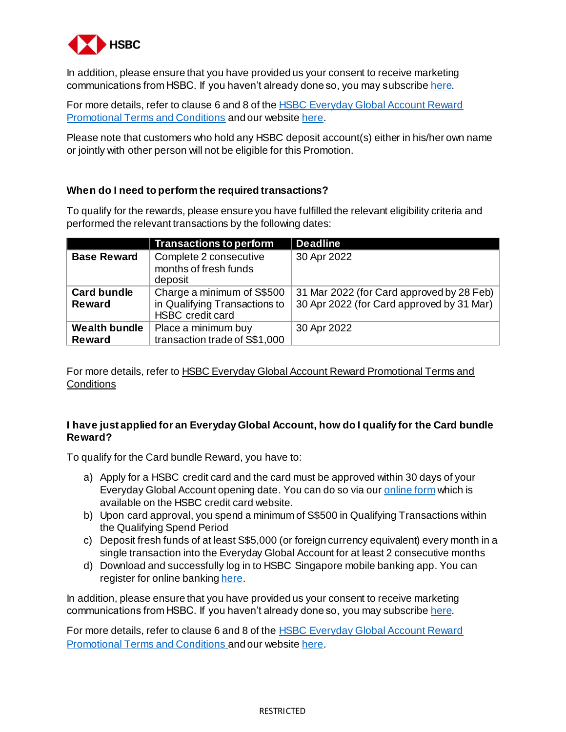In addition, please ensure that you have provided us your consent to receive marketing communications from HSBC. If you haven't already done so, you may subscribe here.

For more details, refer to clause 6 and 8 of the HSBC Everyday Global Account Reward Promotional Terms and Conditions and our website here.

Please note that customers who hold any HSBC deposit account(s) either in his/her own name or jointly with other person will not be eligible for this Promotion.

### When do I need to perform the required transactions?

To qualify for the rewards, please ensure you have fulfilled the relevant eligibility criteria and performed the relevant transactions by the following dates:

| | Transactions to perform | Deadline |
|---|---|---|
| **Base Reward** | Complete 2 consecutive months of fresh funds deposit | 30 Apr 2022 |
| **Card bundle Reward** | Charge a minimum of S$500 in Qualifying Transactions to HSBC credit card | 31 Mar 2022 (for Card approved by 28 Feb)<br>30 Apr 2022 (for Card approved by 31 Mar) |
| **Wealth bundle Reward** | Place a minimum buy transaction trade of S$1,000 | 30 Apr 2022 |

For more details, refer to HSBC Everyday Global Account Reward Promotional Terms and Conditions

### I have just applied for an Everyday Global Account, how do I qualify for the Card bundle Reward?

To qualify for the Card bundle Reward, you have to:

a) Apply for a HSBC credit card and the card must be approved within 30 days of your Everyday Global Account opening date. You can do so via our online form which is available on the HSBC credit card website.
b) Upon card approval, you spend a minimum of S$500 in Qualifying Transactions within the Qualifying Spend Period
c) Deposit fresh funds of at least S$5,000 (or foreign currency equivalent) every month in a single transaction into the Everyday Global Account for at least 2 consecutive months
d) Download and successfully log in to HSBC Singapore mobile banking app. You can register for online banking here.

In addition, please ensure that you have provided us your consent to receive marketing communications from HSBC. If you haven't already done so, you may subscribe here.

For more details, refer to clause 6 and 8 of the HSBC Everyday Global Account Reward Promotional Terms and Conditions and our website here.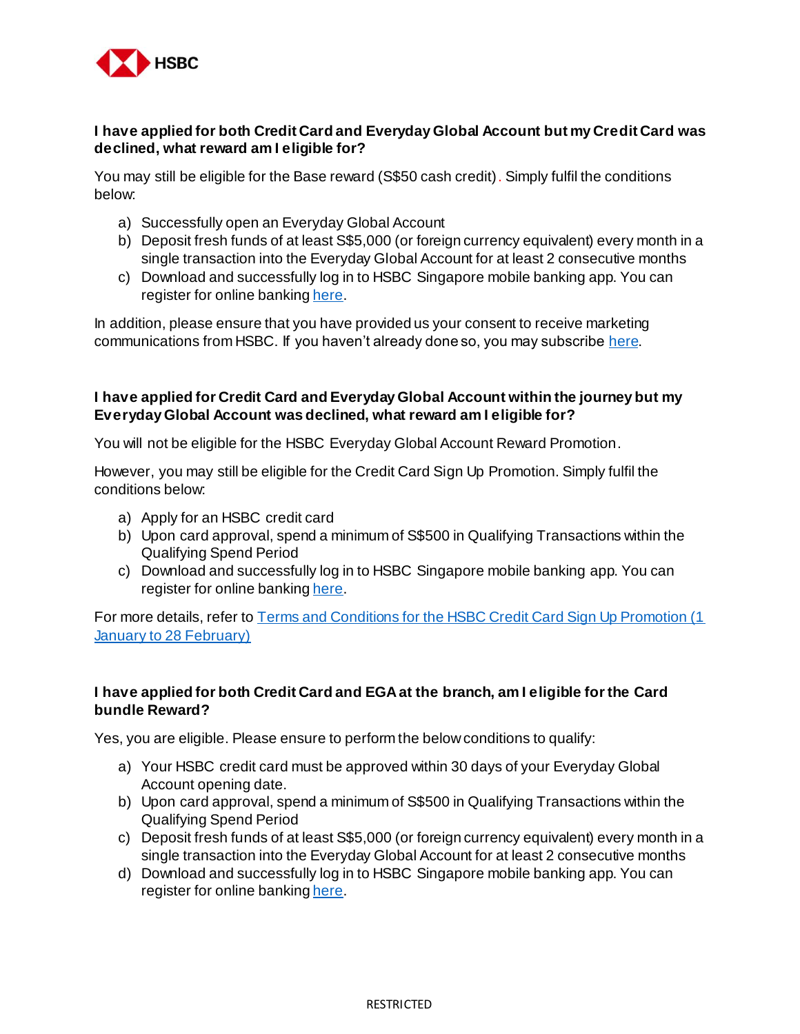**I have applied for both Credit Card and Everyday Global Account but my Credit Card was declined, what reward am I eligible for?**

You may still be eligible for the Base reward (S$50 cash credit). Simply fulfil the conditions below:

a) Successfully open an Everyday Global Account
b) Deposit fresh funds of at least S$5,000 (or foreign currency equivalent) every month in a single transaction into the Everyday Global Account for at least 2 consecutive months
c) Download and successfully log in to HSBC Singapore mobile banking app. You can register for online banking here.

In addition, please ensure that you have provided us your consent to receive marketing communications from HSBC. If you haven't already done so, you may subscribe here.

**I have applied for Credit Card and Everyday Global Account within the journey but my Everyday Global Account was declined, what reward am I eligible for?**

You will not be eligible for the HSBC Everyday Global Account Reward Promotion.

However, you may still be eligible for the Credit Card Sign Up Promotion. Simply fulfil the conditions below:

a) Apply for an HSBC credit card
b) Upon card approval, spend a minimum of S$500 in Qualifying Transactions within the Qualifying Spend Period
c) Download and successfully log in to HSBC Singapore mobile banking app. You can register for online banking here.

For more details, refer to Terms and Conditions for the HSBC Credit Card Sign Up Promotion (1 January to 28 February)

**I have applied for both Credit Card and EGA at the branch, am I eligible for the Card bundle Reward?**

Yes, you are eligible. Please ensure to perform the below conditions to qualify:

a) Your HSBC credit card must be approved within 30 days of your Everyday Global Account opening date.
b) Upon card approval, spend a minimum of S$500 in Qualifying Transactions within the Qualifying Spend Period
c) Deposit fresh funds of at least S$5,000 (or foreign currency equivalent) every month in a single transaction into the Everyday Global Account for at least 2 consecutive months
d) Download and successfully log in to HSBC Singapore mobile banking app. You can register for online banking here.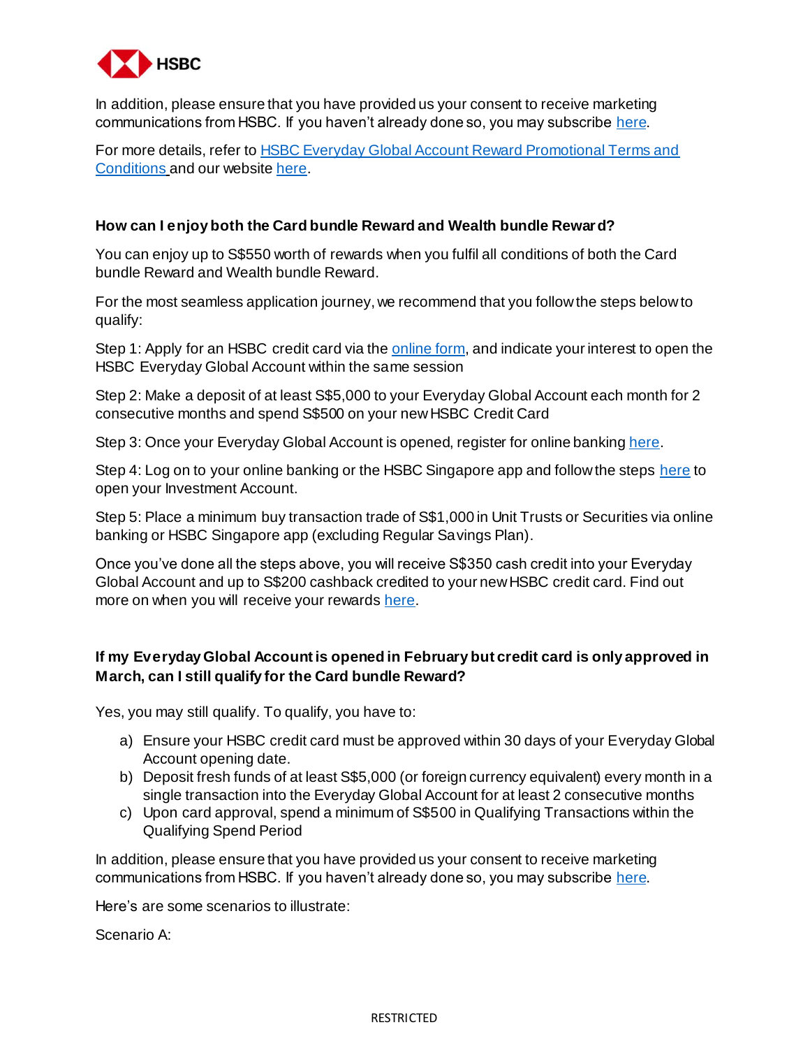In addition, please ensure that you have provided us your consent to receive marketing communications from HSBC. If you haven't already done so, you may subscribe here.

For more details, refer to HSBC Everyday Global Account Reward Promotional Terms and Conditions and our website here.

**How can I enjoy both the Card bundle Reward and Wealth bundle Reward?**

You can enjoy up to S$550 worth of rewards when you fulfil all conditions of both the Card bundle Reward and Wealth bundle Reward.

For the most seamless application journey, we recommend that you follow the steps below to qualify:

Step 1: Apply for an HSBC credit card via the online form, and indicate your interest to open the HSBC Everyday Global Account within the same session

Step 2: Make a deposit of at least S$5,000 to your Everyday Global Account each month for 2 consecutive months and spend S$500 on your new HSBC Credit Card

Step 3: Once your Everyday Global Account is opened, register for online banking here.

Step 4: Log on to your online banking or the HSBC Singapore app and follow the steps here to open your Investment Account.

Step 5: Place a minimum buy transaction trade of S$1,000 in Unit Trusts or Securities via online banking or HSBC Singapore app (excluding Regular Savings Plan).

Once you've done all the steps above, you will receive S$350 cash credit into your Everyday Global Account and up to S$200 cashback credited to your new HSBC credit card. Find out more on when you will receive your rewards here.

**If my Everyday Global Account is opened in February but credit card is only approved in March, can I still qualify for the Card bundle Reward?**

Yes, you may still qualify. To qualify, you have to:

a) Ensure your HSBC credit card must be approved within 30 days of your Everyday Global Account opening date.
b) Deposit fresh funds of at least S$5,000 (or foreign currency equivalent) every month in a single transaction into the Everyday Global Account for at least 2 consecutive months
c) Upon card approval, spend a minimum of S$500 in Qualifying Transactions within the Qualifying Spend Period

In addition, please ensure that you have provided us your consent to receive marketing communications from HSBC. If you haven't already done so, you may subscribe here.

Here's are some scenarios to illustrate:

Scenario A: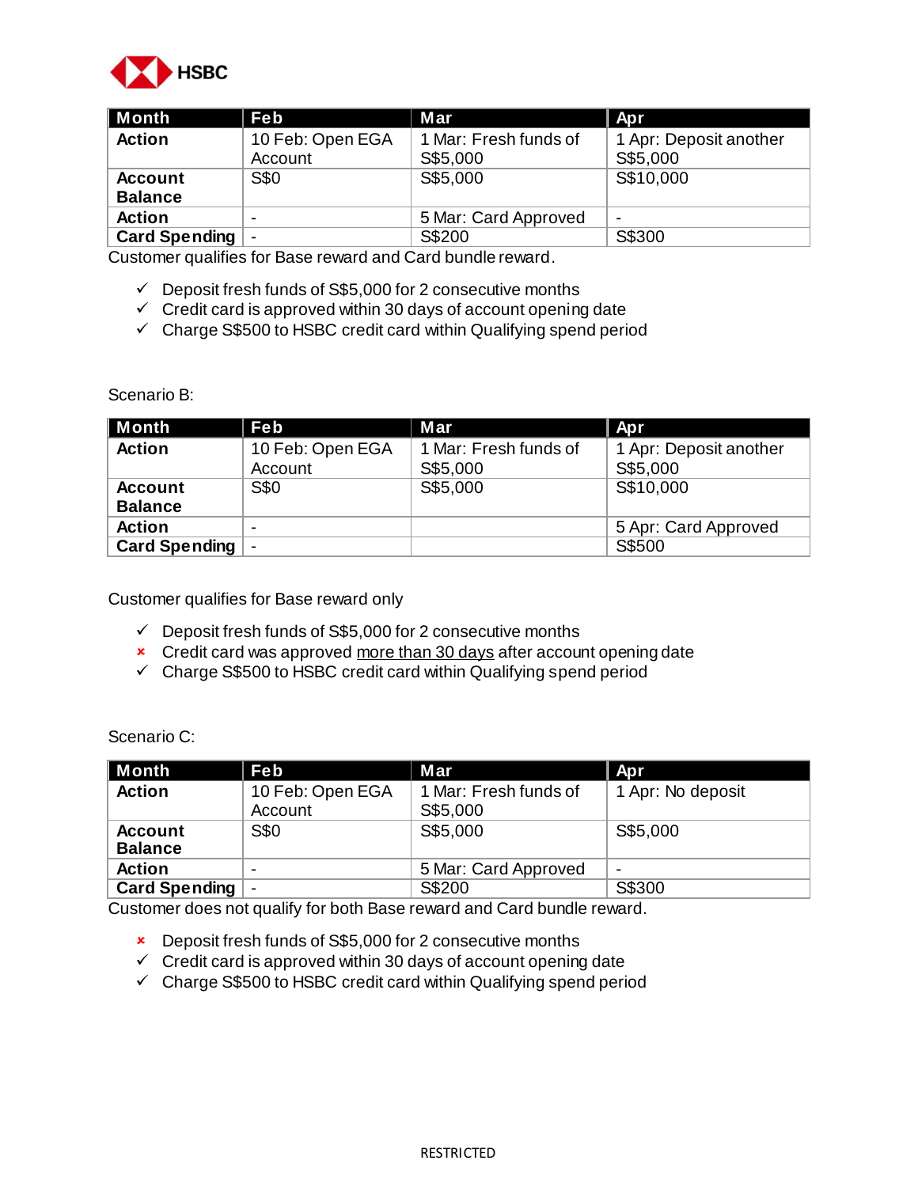| Month | Feb | Mar | Apr |
|---|---|---|---|
| Action | 10 Feb: Open EGA Account | 1 Mar: Fresh funds of S$5,000 | 1 Apr: Deposit another S$5,000 |
| Account Balance | S$0 | S$5,000 | S$10,000 |
| Action | - | 5 Mar: Card Approved | - |
| Card Spending | - | S$200 | S$300 |

Customer qualifies for Base reward and Card bundle reward.

- ✓ Deposit fresh funds of S$5,000 for 2 consecutive months
- ✓ Credit card is approved within 30 days of account opening date
- ✓ Charge S$500 to HSBC credit card within Qualifying spend period

Scenario B:

| Month | Feb | Mar | Apr |
|---|---|---|---|
| Action | 10 Feb: Open EGA Account | 1 Mar: Fresh funds of S$5,000 | 1 Apr: Deposit another S$5,000 |
| Account Balance | S$0 | S$5,000 | S$10,000 |
| Action | - | | 5 Apr: Card Approved |
| Card Spending | - | | S$500 |

Customer qualifies for Base reward only

- ✓ Deposit fresh funds of S$5,000 for 2 consecutive months
- ✗ Credit card was approved <u>more than 30 days</u> after account opening date
- ✓ Charge S$500 to HSBC credit card within Qualifying spend period

Scenario C:

| Month | Feb | Mar | Apr |
|---|---|---|---|
| Action | 10 Feb: Open EGA Account | 1 Mar: Fresh funds of S$5,000 | 1 Apr: No deposit |
| Account Balance | S$0 | S$5,000 | S$5,000 |
| Action | - | 5 Mar: Card Approved | - |
| Card Spending | - | S$200 | S$300 |

Customer does not qualify for both Base reward and Card bundle reward.

- ✗ Deposit fresh funds of S$5,000 for 2 consecutive months
- ✓ Credit card is approved within 30 days of account opening date
- ✓ Charge S$500 to HSBC credit card within Qualifying spend period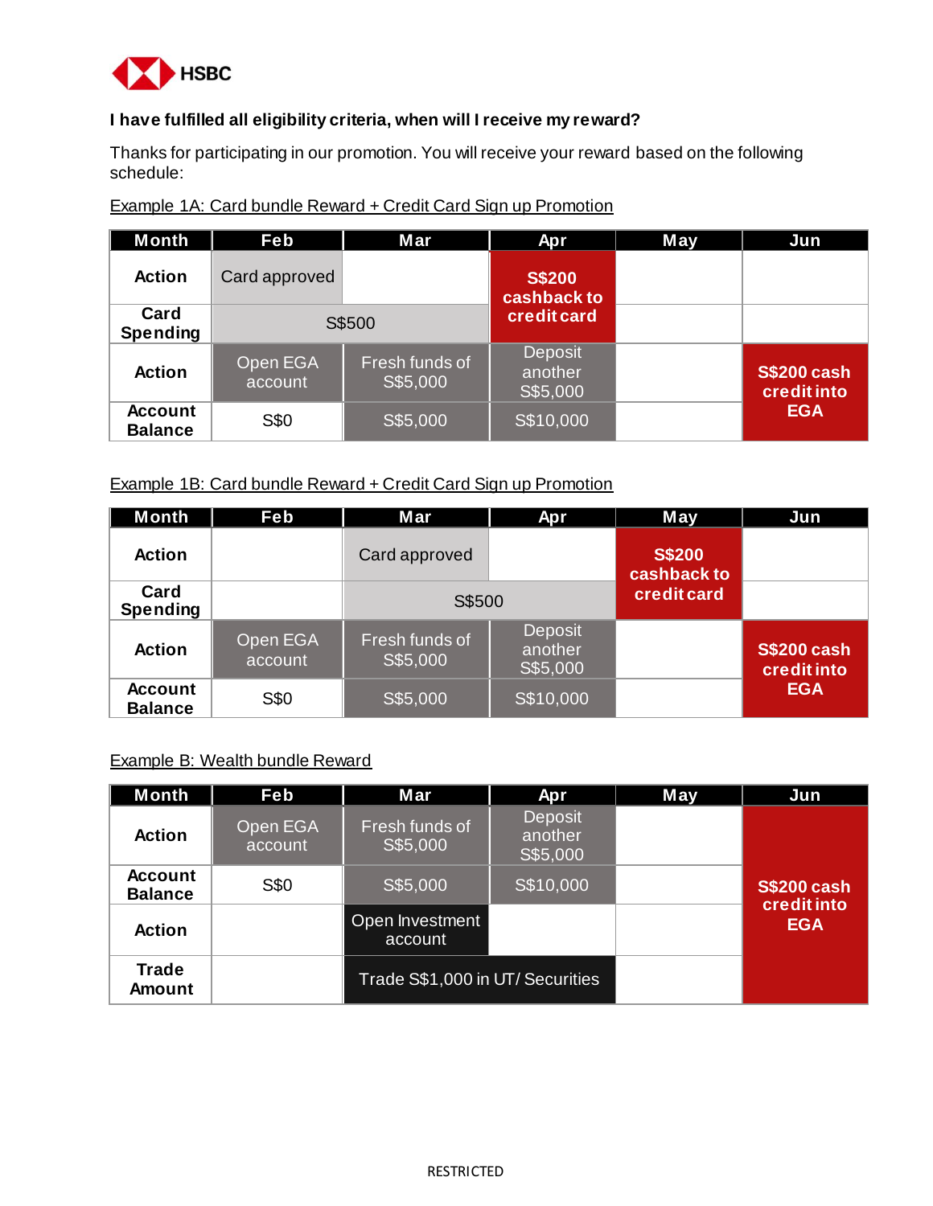**I have fulfilled all eligibility criteria, when will I receive my reward?**

Thanks for participating in our promotion. You will receive your reward based on the following schedule:

Example 1A: Card bundle Reward + Credit Card Sign up Promotion

| Month | Feb | Mar | Apr | May | Jun |
|---|---|---|---|---|---|
| Action | Card approved | | S$200 cashback to credit card | | |
| Card Spending | S$500 | | | | |
| Action | Open EGA account | Fresh funds of S$5,000 | Deposit another S$5,000 | | S$200 cash credit into EGA |
| Account Balance | S$0 | S$5,000 | S$10,000 | | |

Example 1B: Card bundle Reward + Credit Card Sign up Promotion

| Month | Feb | Mar | Apr | May | Jun |
|---|---|---|---|---|---|
| Action | | Card approved | | S$200 cashback to credit card | |
| Card Spending | | S$500 | | | |
| Action | Open EGA account | Fresh funds of S$5,000 | Deposit another S$5,000 | | S$200 cash credit into EGA |
| Account Balance | S$0 | S$5,000 | S$10,000 | | |

Example B: Wealth bundle Reward

| Month | Feb | Mar | Apr | May | Jun |
|---|---|---|---|---|---|
| Action | Open EGA account | Fresh funds of S$5,000 | Deposit another S$5,000 | | S$200 cash credit into EGA |
| Account Balance | S$0 | S$5,000 | S$10,000 | | |
| Action | | Open Investment account | | | |
| Trade Amount | | Trade S$1,000 in UT/ Securities | | | |

RESTRICTED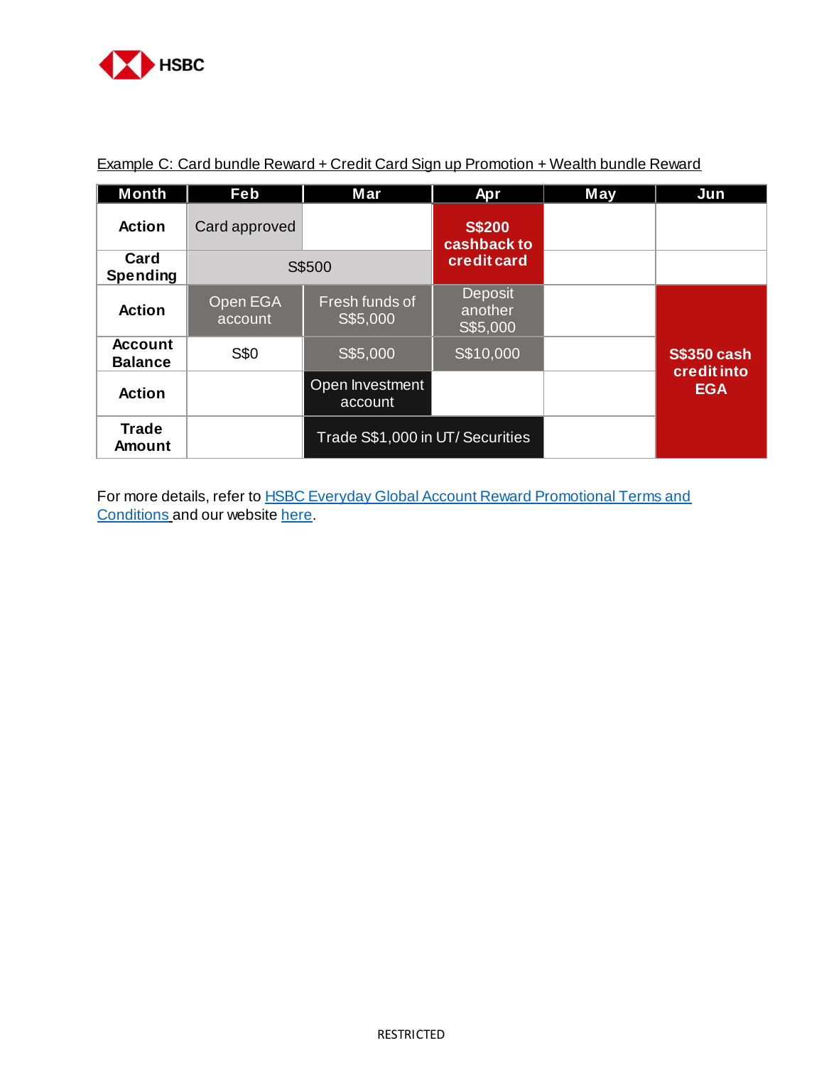Example C: Card bundle Reward + Credit Card Sign up Promotion + Wealth bundle Reward

| Month | Feb | Mar | Apr | May | Jun |
|---|---|---|---|---|---|
| Action | Card approved | | S$200 cashback to credit card | | |
| Card Spending | S$500 | | | | |
| Action | Open EGA account | Fresh funds of S$5,000 | Deposit another S$5,000 | | S$350 cash credit into EGA |
| Account Balance | S$0 | S$5,000 | S$10,000 | | |
| Action | | Open Investment account | | | |
| Trade Amount | | Trade S$1,000 in UT/ Securities | | | |

For more details, refer to HSBC Everyday Global Account Reward Promotional Terms and Conditions and our website here.

RESTRICTED